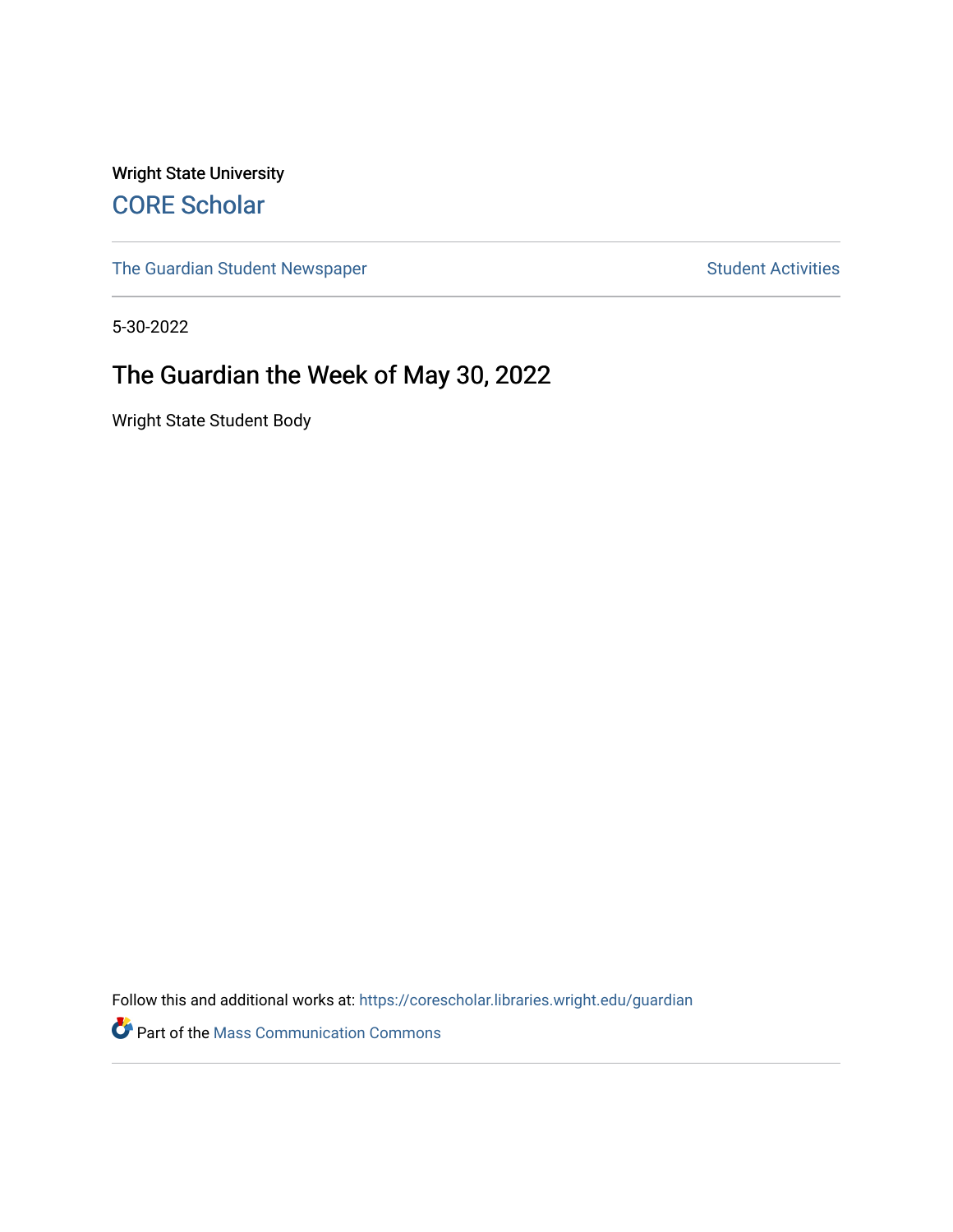Wright State University

CORE Scholar

The Guardian Student Newspaper

Student Activities

5-30-2022

# The Guardian the Week of May 30, 2022

Wright State Student Body

Follow this and additional works at: https://corescholar.libraries.wright.edu/guardian

Part of the Mass Communication Commons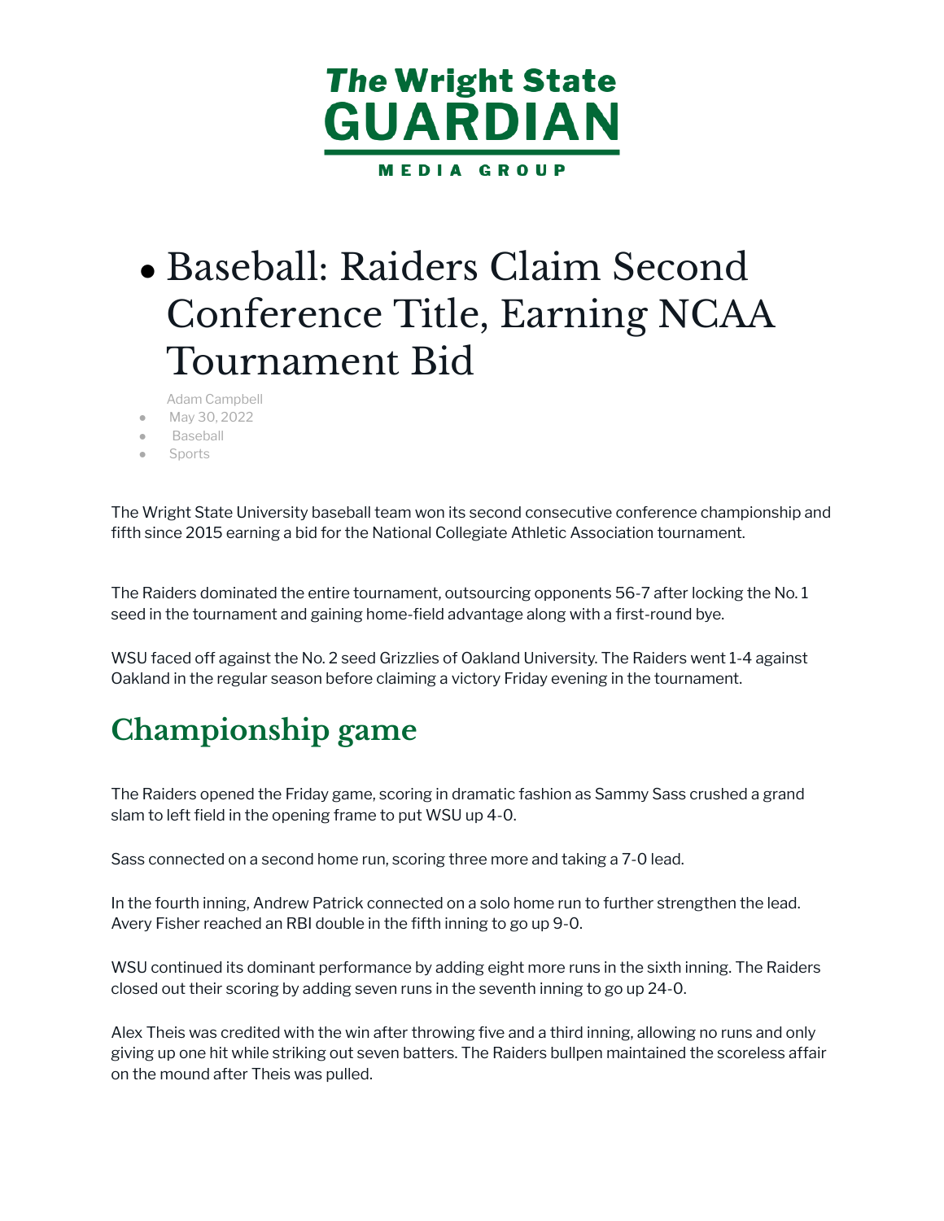# The Wright State GUARDIAN

MEDIA GROUP

# Baseball: Raiders Claim Second Conference Title, Earning NCAA Tournament Bid

Adam Campbell

- May 30, 2022
- Baseball
- Sports

The Wright State University baseball team won its second consecutive conference championship and fifth since 2015 earning a bid for the National Collegiate Athletic Association tournament.

The Raiders dominated the entire tournament, outsourcing opponents 56-7 after locking the No. 1 seed in the tournament and gaining home-field advantage along with a first-round bye.

WSU faced off against the No. 2 seed Grizzlies of Oakland University. The Raiders went 1-4 against Oakland in the regular season before claiming a victory Friday evening in the tournament.

## Championship game

The Raiders opened the Friday game, scoring in dramatic fashion as Sammy Sass crushed a grand slam to left field in the opening frame to put WSU up 4-0.

Sass connected on a second home run, scoring three more and taking a 7-0 lead.

In the fourth inning, Andrew Patrick connected on a solo home run to further strengthen the lead. Avery Fisher reached an RBI double in the fifth inning to go up 9-0.

WSU continued its dominant performance by adding eight more runs in the sixth inning. The Raiders closed out their scoring by adding seven runs in the seventh inning to go up 24-0.

Alex Theis was credited with the win after throwing five and a third inning, allowing no runs and only giving up one hit while striking out seven batters. The Raiders bullpen maintained the scoreless affair on the mound after Theis was pulled.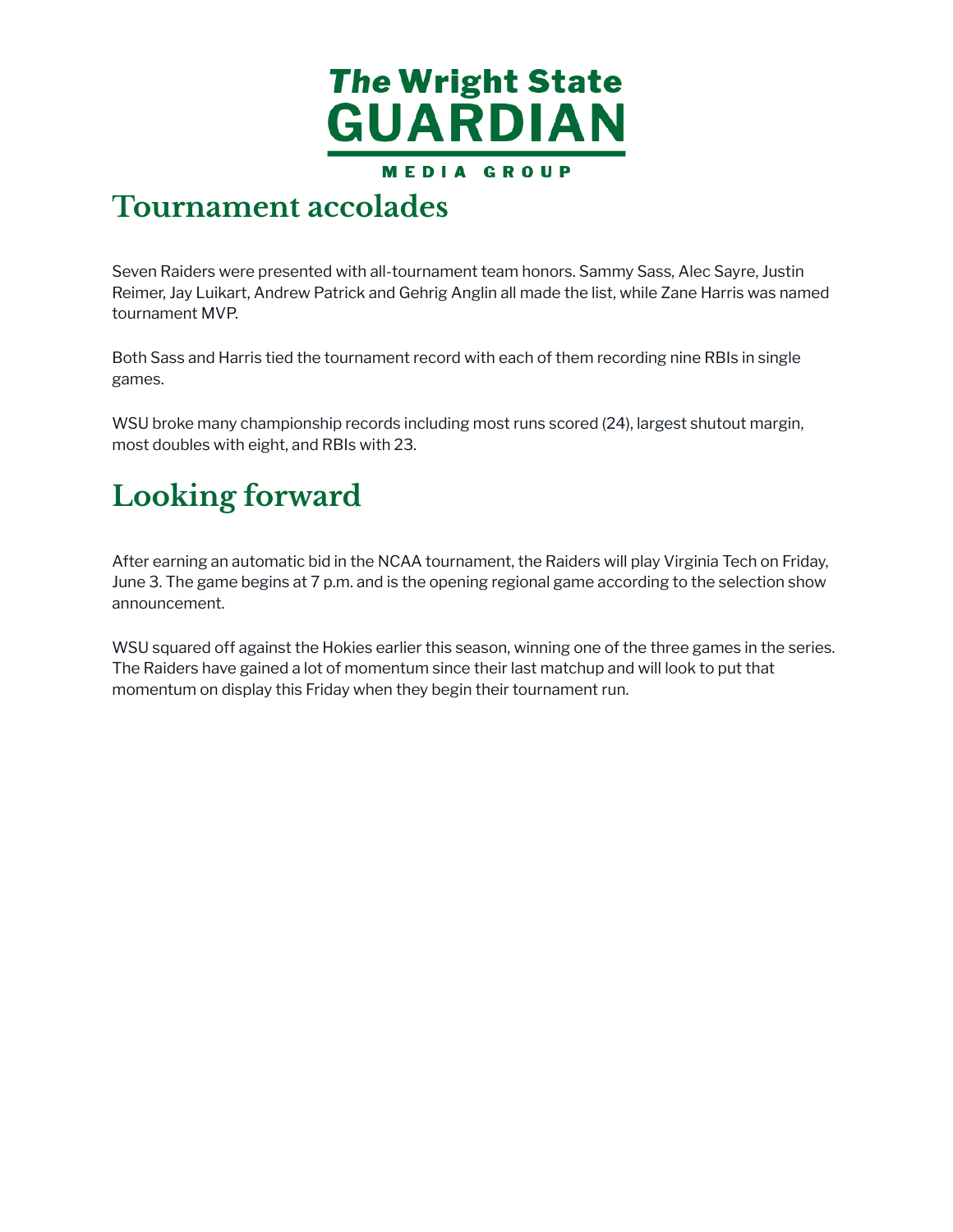## Tournament accolades

Seven Raiders were presented with all-tournament team honors. Sammy Sass, Alec Sayre, Justin Reimer, Jay Luikart, Andrew Patrick and Gehrig Anglin all made the list, while Zane Harris was named tournament MVP.

Both Sass and Harris tied the tournament record with each of them recording nine RBIs in single games.

WSU broke many championship records including most runs scored (24), largest shutout margin, most doubles with eight, and RBIs with 23.

## Looking forward

After earning an automatic bid in the NCAA tournament, the Raiders will play Virginia Tech on Friday, June 3. The game begins at 7 p.m. and is the opening regional game according to the selection show announcement.

WSU squared off against the Hokies earlier this season, winning one of the three games in the series. The Raiders have gained a lot of momentum since their last matchup and will look to put that momentum on display this Friday when they begin their tournament run.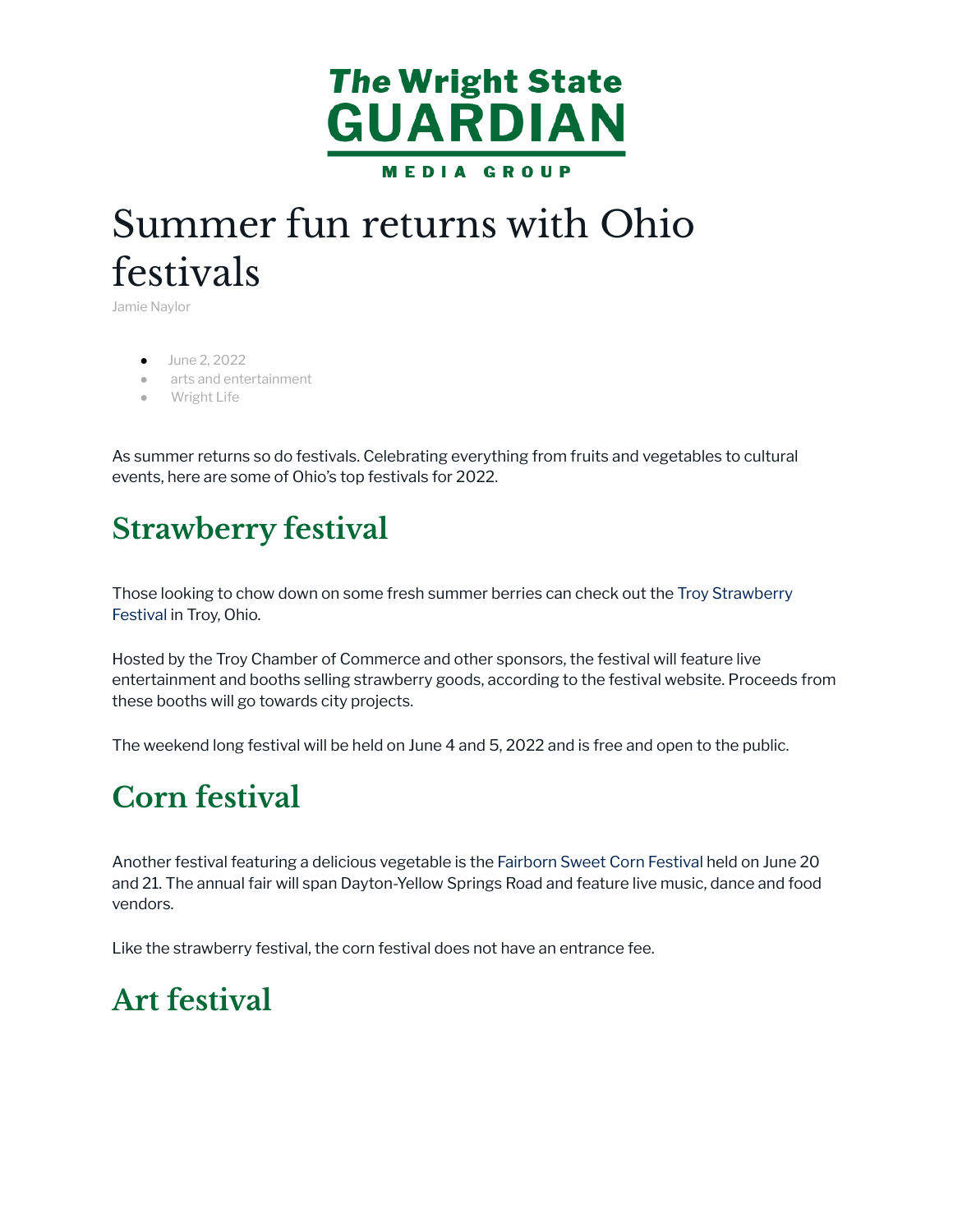# Summer fun returns with Ohio festivals

Jamie Naylor

- June 2, 2022
- arts and entertainment
- Wright Life

As summer returns so do festivals. Celebrating everything from fruits and vegetables to cultural events, here are some of Ohio's top festivals for 2022.

## Strawberry festival

Those looking to chow down on some fresh summer berries can check out the Troy Strawberry Festival in Troy, Ohio.

Hosted by the Troy Chamber of Commerce and other sponsors, the festival will feature live entertainment and booths selling strawberry goods, according to the festival website. Proceeds from these booths will go towards city projects.

The weekend long festival will be held on June 4 and 5, 2022 and is free and open to the public.

## Corn festival

Another festival featuring a delicious vegetable is the Fairborn Sweet Corn Festival held on June 20 and 21. The annual fair will span Dayton-Yellow Springs Road and feature live music, dance and food vendors.

Like the strawberry festival, the corn festival does not have an entrance fee.

## Art festival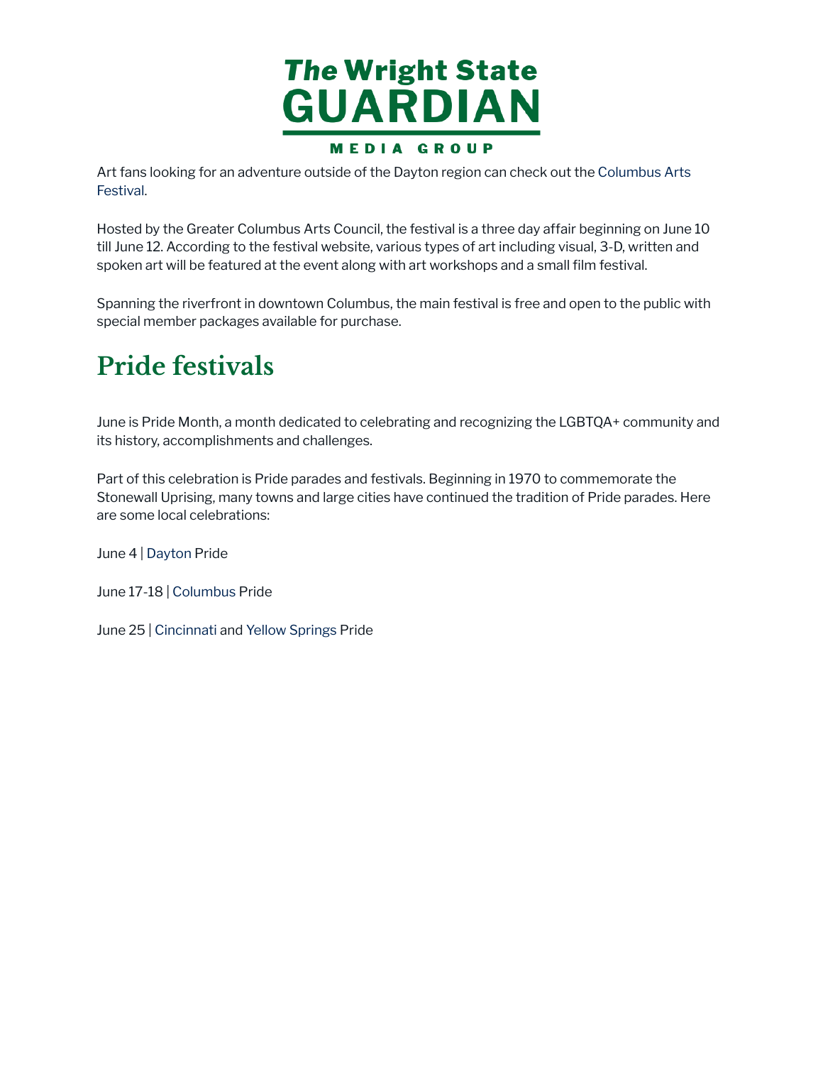Art fans looking for an adventure outside of the Dayton region can check out the Columbus Arts Festival.

Hosted by the Greater Columbus Arts Council, the festival is a three day affair beginning on June 10 till June 12. According to the festival website, various types of art including visual, 3-D, written and spoken art will be featured at the event along with art workshops and a small film festival.

Spanning the riverfront in downtown Columbus, the main festival is free and open to the public with special member packages available for purchase.

## Pride festivals

June is Pride Month, a month dedicated to celebrating and recognizing the LGBTQA+ community and its history, accomplishments and challenges.

Part of this celebration is Pride parades and festivals. Beginning in 1970 to commemorate the Stonewall Uprising, many towns and large cities have continued the tradition of Pride parades. Here are some local celebrations:

June 4 | Dayton Pride

June 17-18 | Columbus Pride

June 25 | Cincinnati and Yellow Springs Pride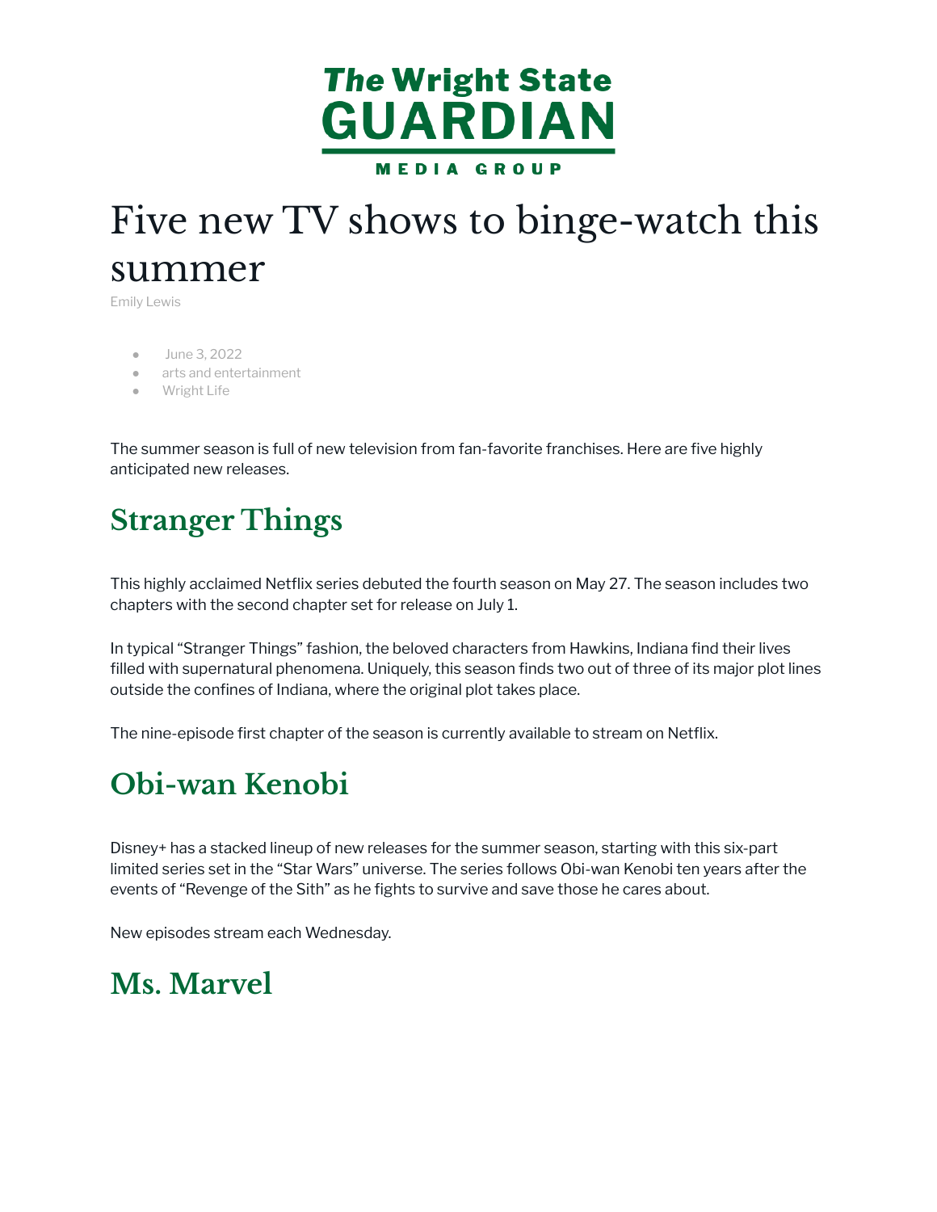The Wright State GUARDIAN MEDIA GROUP

# Five new TV shows to binge-watch this summer

Emily Lewis

- June 3, 2022
- arts and entertainment
- Wright Life

The summer season is full of new television from fan-favorite franchises. Here are five highly anticipated new releases.

## Stranger Things

This highly acclaimed Netflix series debuted the fourth season on May 27. The season includes two chapters with the second chapter set for release on July 1.

In typical "Stranger Things" fashion, the beloved characters from Hawkins, Indiana find their lives filled with supernatural phenomena. Uniquely, this season finds two out of three of its major plot lines outside the confines of Indiana, where the original plot takes place.

The nine-episode first chapter of the season is currently available to stream on Netflix.

## Obi-wan Kenobi

Disney+ has a stacked lineup of new releases for the summer season, starting with this six-part limited series set in the "Star Wars" universe. The series follows Obi-wan Kenobi ten years after the events of "Revenge of the Sith" as he fights to survive and save those he cares about.

New episodes stream each Wednesday.

## Ms. Marvel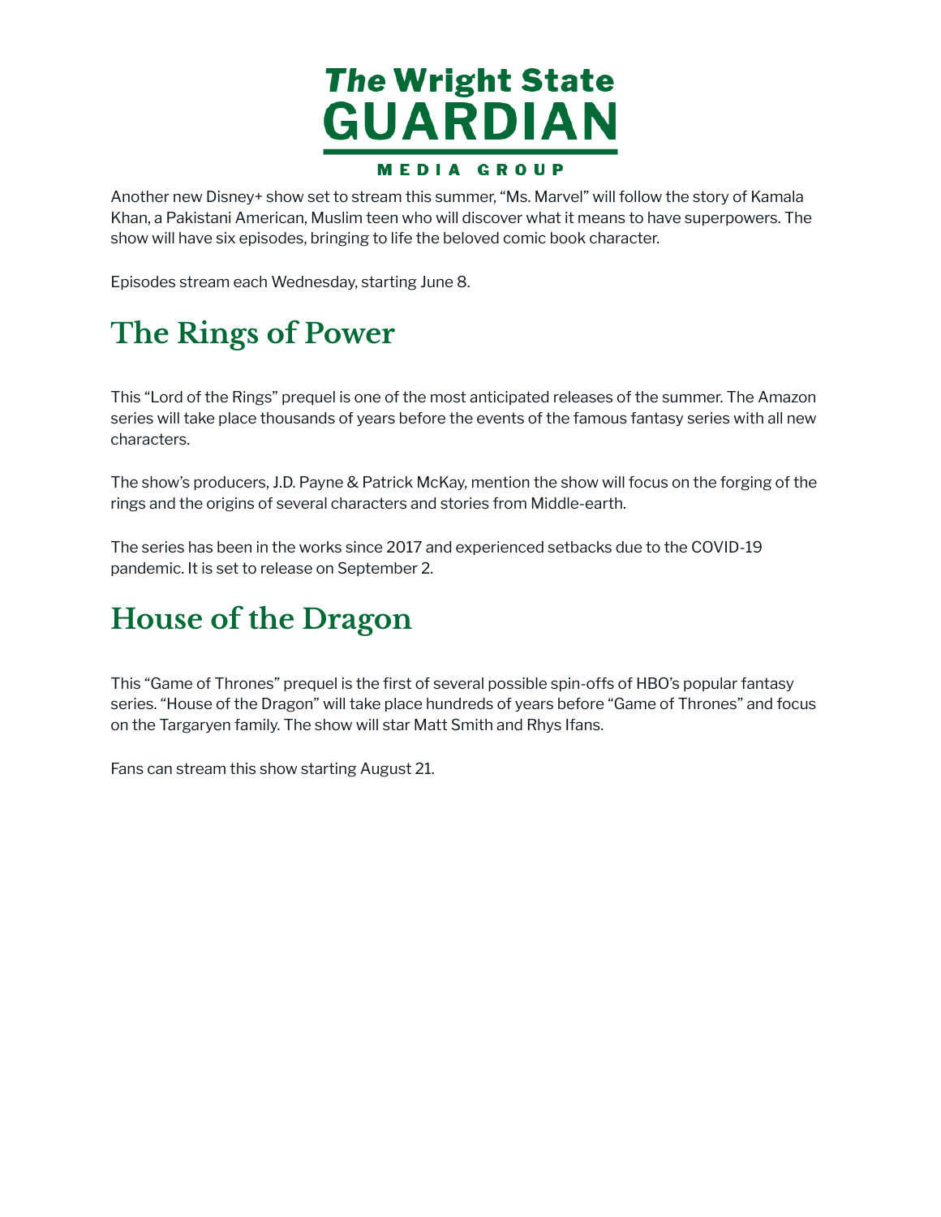Another new Disney+ show set to stream this summer, “Ms. Marvel” will follow the story of Kamala Khan, a Pakistani American, Muslim teen who will discover what it means to have superpowers. The show will have six episodes, bringing to life the beloved comic book character.

Episodes stream each Wednesday, starting June 8.

## The Rings of Power

This “Lord of the Rings” prequel is one of the most anticipated releases of the summer. The Amazon series will take place thousands of years before the events of the famous fantasy series with all new characters.

The show’s producers, J.D. Payne & Patrick McKay, mention the show will focus on the forging of the rings and the origins of several characters and stories from Middle-earth.

The series has been in the works since 2017 and experienced setbacks due to the COVID-19 pandemic. It is set to release on September 2.

## House of the Dragon

This “Game of Thrones” prequel is the first of several possible spin-offs of HBO’s popular fantasy series. “House of the Dragon” will take place hundreds of years before “Game of Thrones” and focus on the Targaryen family. The show will star Matt Smith and Rhys Ifans.

Fans can stream this show starting August 21.